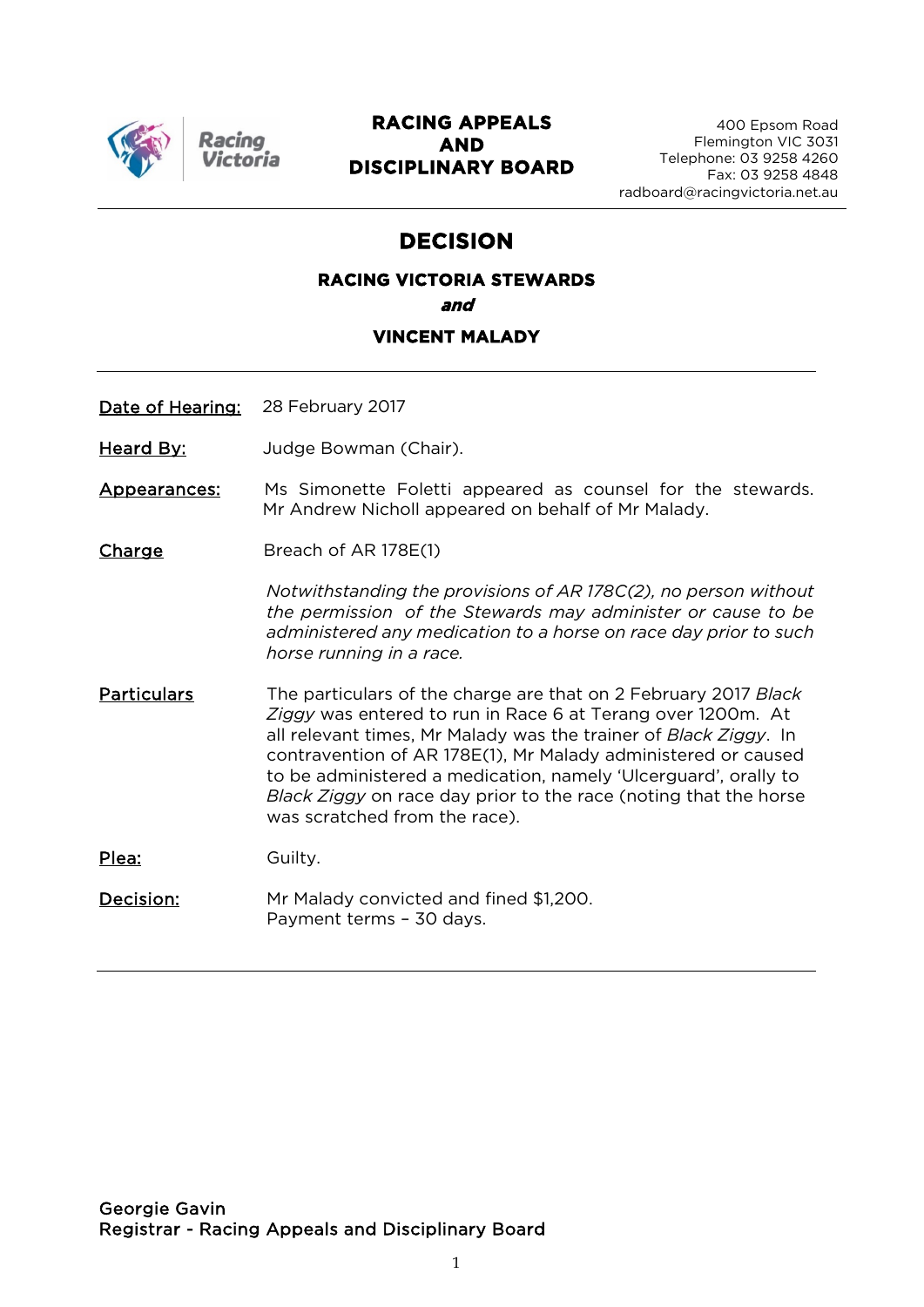Racing Victoria

**RACING APPEALS AND DISCIPLINARY BOARD**

400 Epsom Road
Flemington VIC 3031
Telephone: 03 9258 4260
Fax: 03 9258 4848
radboard@racingvictoria.net.au

# DECISION

### RACING VICTORIA STEWARDS
***and***
### VINCENT MALADY

**Date of Hearing:** 28 February 2017

**Heard By:** Judge Bowman (Chair).

**Appearances:** Ms Simonette Foletti appeared as counsel for the stewards. Mr Andrew Nicholl appeared on behalf of Mr Malady.

**Charge** Breach of AR 178E(1)

*Notwithstanding the provisions of AR 178C(2), no person without the permission of the Stewards may administer or cause to be administered any medication to a horse on race day prior to such horse running in a race.*

**Particulars** The particulars of the charge are that on 2 February 2017 *Black Ziggy* was entered to run in Race 6 at Terang over 1200m. At all relevant times, Mr Malady was the trainer of *Black Ziggy*. In contravention of AR 178E(1), Mr Malady administered or caused to be administered a medication, namely 'Ulcerguard', orally to *Black Ziggy* on race day prior to the race (noting that the horse was scratched from the race).

**Plea:** Guilty.

**Decision:** Mr Malady convicted and fined $1,200.
Payment terms – 30 days.

Georgie Gavin
Registrar - Racing Appeals and Disciplinary Board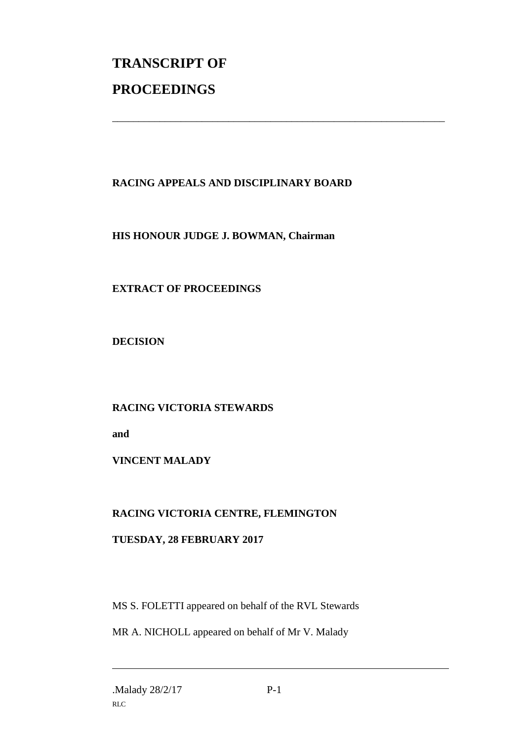# TRANSCRIPT OF PROCEEDINGS

---

**RACING APPEALS AND DISCIPLINARY BOARD**

**HIS HONOUR JUDGE J. BOWMAN, Chairman**

**EXTRACT OF PROCEEDINGS**

**DECISION**

**RACING VICTORIA STEWARDS**

**and**

**VINCENT MALADY**

**RACING VICTORIA CENTRE, FLEMINGTON**

**TUESDAY, 28 FEBRUARY 2017**

MS S. FOLETTI appeared on behalf of the RVL Stewards

MR A. NICHOLL appeared on behalf of Mr V. Malady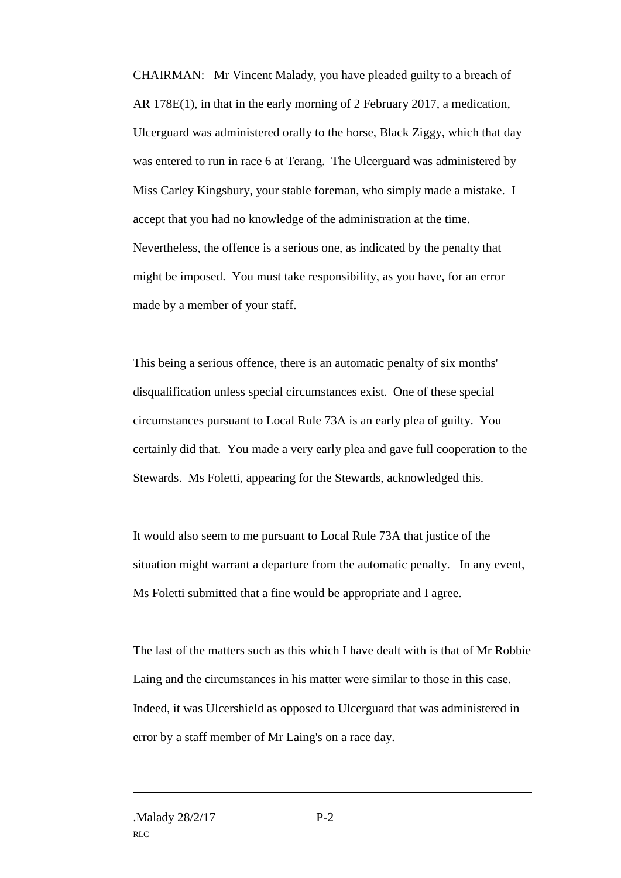CHAIRMAN: Mr Vincent Malady, you have pleaded guilty to a breach of AR 178E(1), in that in the early morning of 2 February 2017, a medication, Ulcerguard was administered orally to the horse, Black Ziggy, which that day was entered to run in race 6 at Terang. The Ulcerguard was administered by Miss Carley Kingsbury, your stable foreman, who simply made a mistake. I accept that you had no knowledge of the administration at the time. Nevertheless, the offence is a serious one, as indicated by the penalty that might be imposed. You must take responsibility, as you have, for an error made by a member of your staff.

This being a serious offence, there is an automatic penalty of six months' disqualification unless special circumstances exist. One of these special circumstances pursuant to Local Rule 73A is an early plea of guilty. You certainly did that. You made a very early plea and gave full cooperation to the Stewards. Ms Foletti, appearing for the Stewards, acknowledged this.

It would also seem to me pursuant to Local Rule 73A that justice of the situation might warrant a departure from the automatic penalty. In any event, Ms Foletti submitted that a fine would be appropriate and I agree.

The last of the matters such as this which I have dealt with is that of Mr Robbie Laing and the circumstances in his matter were similar to those in this case. Indeed, it was Ulcershield as opposed to Ulcerguard that was administered in error by a staff member of Mr Laing's on a race day.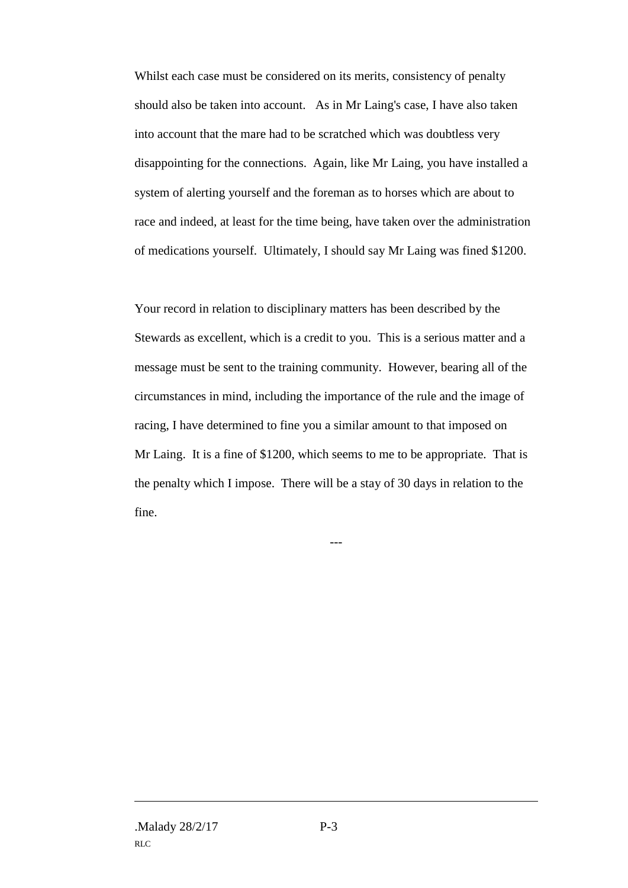Whilst each case must be considered on its merits, consistency of penalty should also be taken into account. As in Mr Laing's case, I have also taken into account that the mare had to be scratched which was doubtless very disappointing for the connections. Again, like Mr Laing, you have installed a system of alerting yourself and the foreman as to horses which are about to race and indeed, at least for the time being, have taken over the administration of medications yourself. Ultimately, I should say Mr Laing was fined $1200.

Your record in relation to disciplinary matters has been described by the Stewards as excellent, which is a credit to you. This is a serious matter and a message must be sent to the training community. However, bearing all of the circumstances in mind, including the importance of the rule and the image of racing, I have determined to fine you a similar amount to that imposed on Mr Laing. It is a fine of $1200, which seems to me to be appropriate. That is the penalty which I impose. There will be a stay of 30 days in relation to the fine.

---